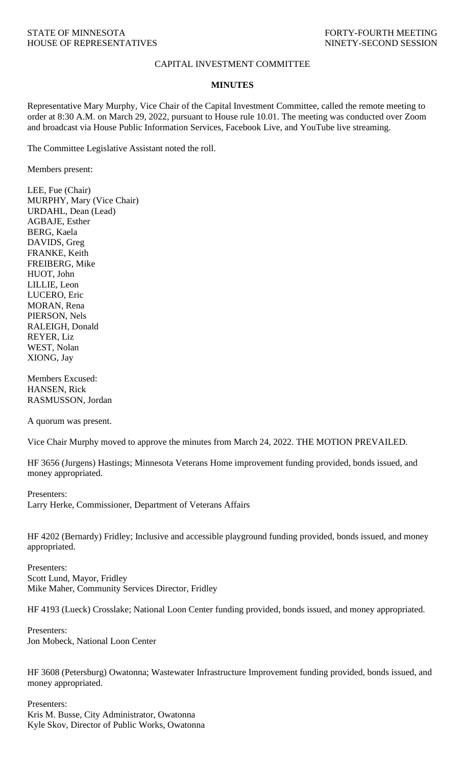STATE OF MINNESOTA
HOUSE OF REPRESENTATIVES

FORTY-FOURTH MEETING
NINETY-SECOND SESSION

CAPITAL INVESTMENT COMMITTEE

**MINUTES**

Representative Mary Murphy, Vice Chair of the Capital Investment Committee, called the remote meeting to order at 8:30 A.M. on March 29, 2022, pursuant to House rule 10.01. The meeting was conducted over Zoom and broadcast via House Public Information Services, Facebook Live, and YouTube live streaming.

The Committee Legislative Assistant noted the roll.

Members present:

LEE, Fue (Chair)
MURPHY, Mary (Vice Chair)
URDAHL, Dean (Lead)
AGBAJE, Esther
BERG, Kaela
DAVIDS, Greg
FRANKE, Keith
FREIBERG, Mike
HUOT, John
LILLIE, Leon
LUCERO, Eric
MORAN, Rena
PIERSON, Nels
RALEIGH, Donald
REYER, Liz
WEST, Nolan
XIONG, Jay

Members Excused:
HANSEN, Rick
RASMUSSON, Jordan

A quorum was present.

Vice Chair Murphy moved to approve the minutes from March 24, 2022. THE MOTION PREVAILED.

HF 3656 (Jurgens) Hastings; Minnesota Veterans Home improvement funding provided, bonds issued, and money appropriated.

Presenters:
Larry Herke, Commissioner, Department of Veterans Affairs

HF 4202 (Bernardy) Fridley; Inclusive and accessible playground funding provided, bonds issued, and money appropriated.

Presenters:
Scott Lund, Mayor, Fridley
Mike Maher, Community Services Director, Fridley

HF 4193 (Lueck) Crosslake; National Loon Center funding provided, bonds issued, and money appropriated.

Presenters:
Jon Mobeck, National Loon Center

HF 3608 (Petersburg) Owatonna; Wastewater Infrastructure Improvement funding provided, bonds issued, and money appropriated.

Presenters:
Kris M. Busse, City Administrator, Owatonna
Kyle Skov, Director of Public Works, Owatonna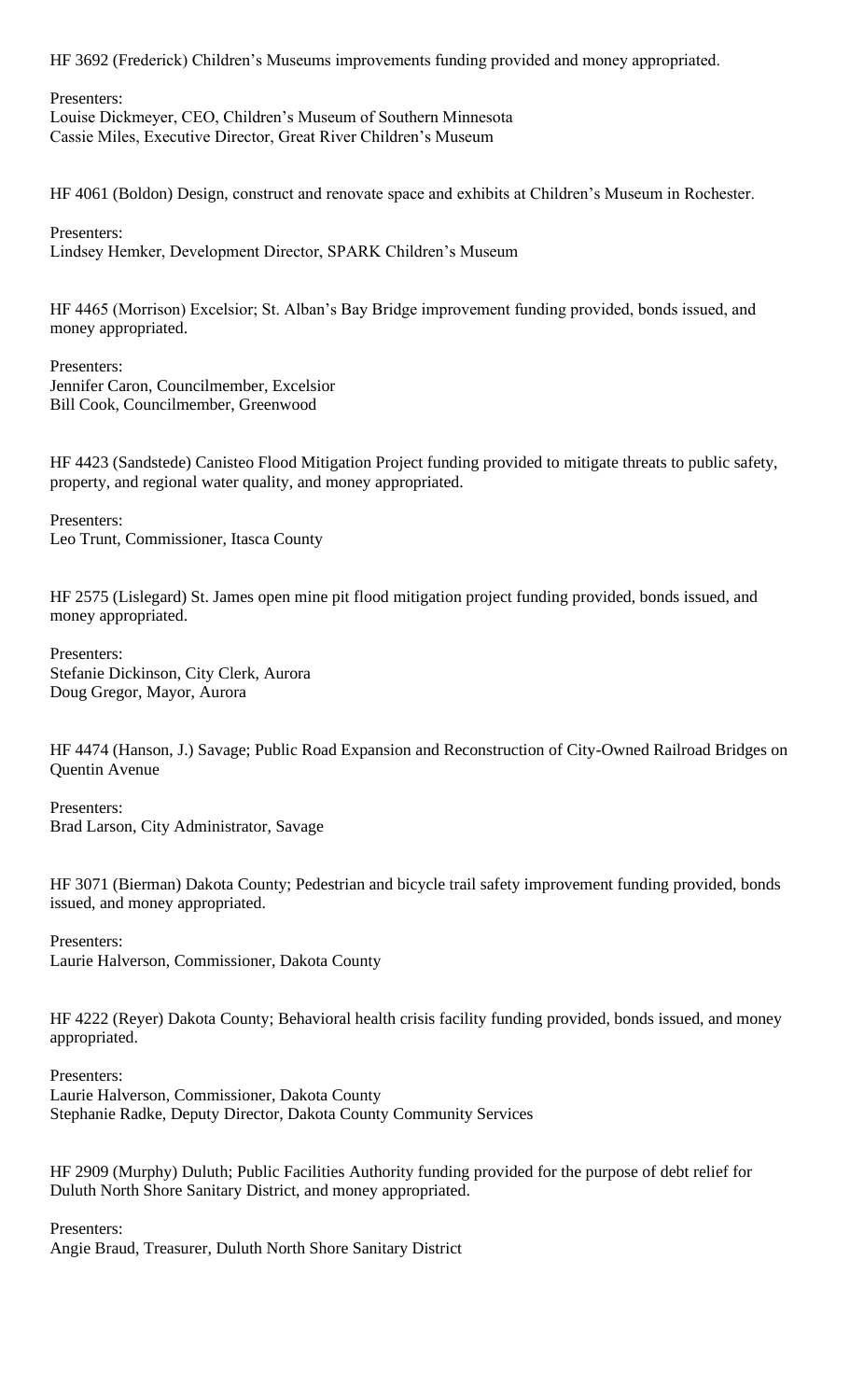HF 3692 (Frederick) Children's Museums improvements funding provided and money appropriated.

Presenters:
Louise Dickmeyer, CEO, Children's Museum of Southern Minnesota
Cassie Miles, Executive Director, Great River Children's Museum

HF 4061 (Boldon) Design, construct and renovate space and exhibits at Children's Museum in Rochester.

Presenters:
Lindsey Hemker, Development Director, SPARK Children's Museum

HF 4465 (Morrison) Excelsior; St. Alban's Bay Bridge improvement funding provided, bonds issued, and money appropriated.

Presenters:
Jennifer Caron, Councilmember, Excelsior
Bill Cook, Councilmember, Greenwood

HF 4423 (Sandstede) Canisteo Flood Mitigation Project funding provided to mitigate threats to public safety, property, and regional water quality, and money appropriated.

Presenters:
Leo Trunt, Commissioner, Itasca County

HF 2575 (Lislegard) St. James open mine pit flood mitigation project funding provided, bonds issued, and money appropriated.

Presenters:
Stefanie Dickinson, City Clerk, Aurora
Doug Gregor, Mayor, Aurora

HF 4474 (Hanson, J.) Savage; Public Road Expansion and Reconstruction of City-Owned Railroad Bridges on Quentin Avenue

Presenters:
Brad Larson, City Administrator, Savage

HF 3071 (Bierman) Dakota County; Pedestrian and bicycle trail safety improvement funding provided, bonds issued, and money appropriated.

Presenters:
Laurie Halverson, Commissioner, Dakota County

HF 4222 (Reyer) Dakota County; Behavioral health crisis facility funding provided, bonds issued, and money appropriated.

Presenters:
Laurie Halverson, Commissioner, Dakota County
Stephanie Radke, Deputy Director, Dakota County Community Services

HF 2909 (Murphy) Duluth; Public Facilities Authority funding provided for the purpose of debt relief for Duluth North Shore Sanitary District, and money appropriated.

Presenters:
Angie Braud, Treasurer, Duluth North Shore Sanitary District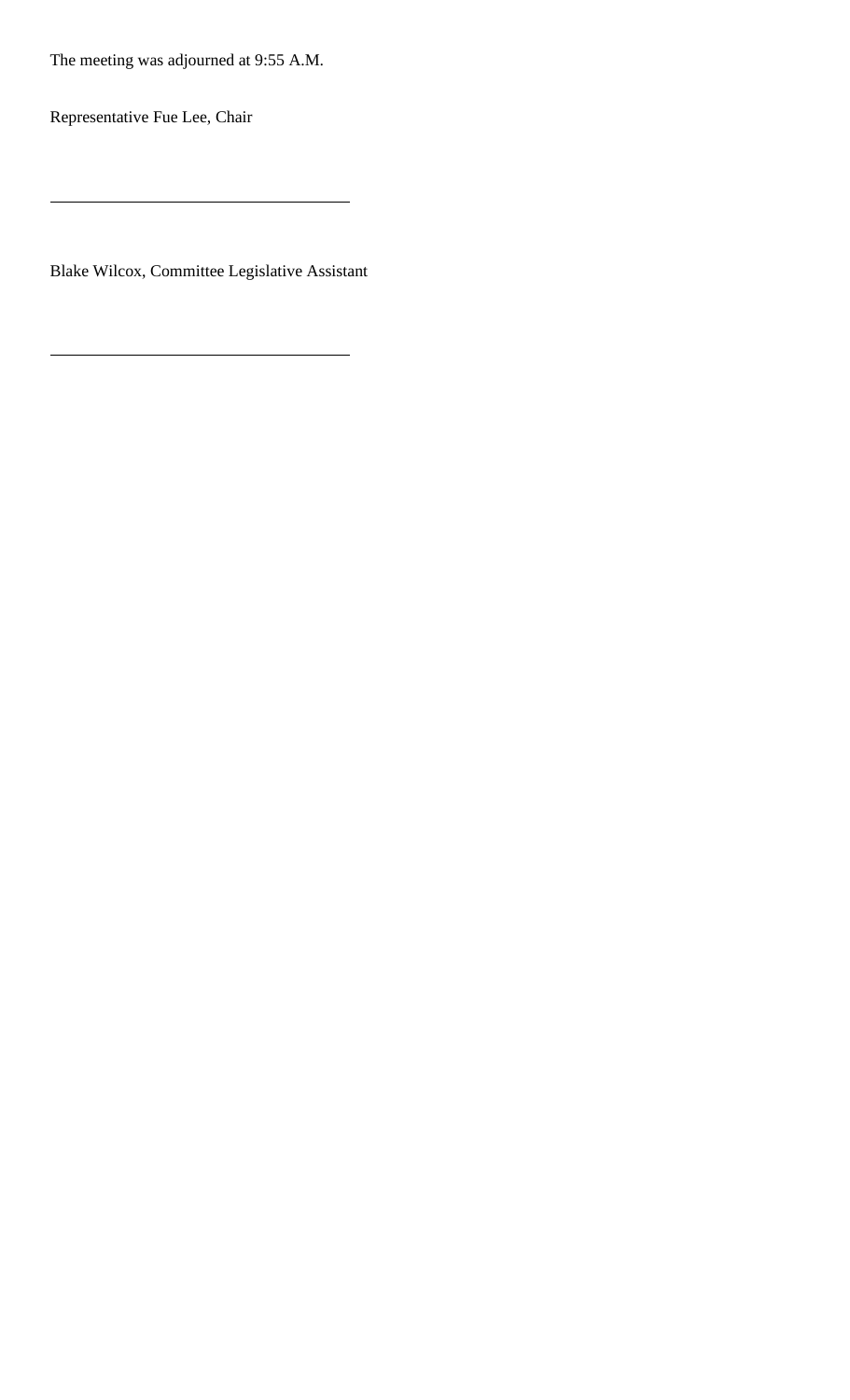The meeting was adjourned at 9:55 A.M.

Representative Fue Lee, Chair

______________________________

Blake Wilcox, Committee Legislative Assistant

______________________________